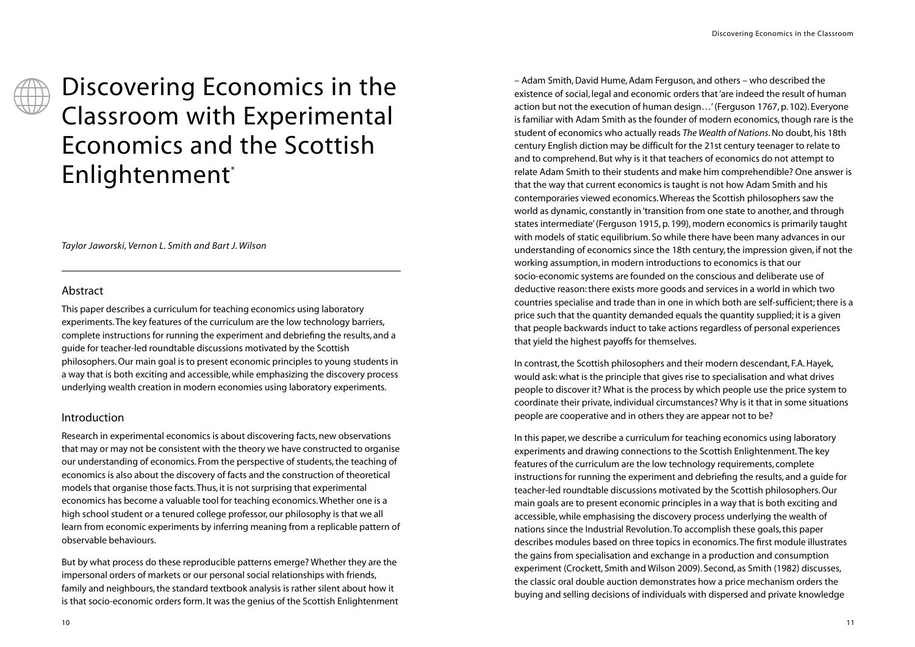# Discovering Economics in the Classroom with Experimental Economics and the Scottish Enlightenment*

*Taylor Jaworski, Vernon L. Smith and Bart J. Wilson*

## Abstract

This paper describes a curriculum for teaching economics using laboratory experiments. The key features of the curriculum are the low technology barriers, complete instructions for running the experiment and debriefing the results, and a guide for teacher-led roundtable discussions motivated by the Scottish philosophers. Our main goal is to present economic principles to young students in a way that is both exciting and accessible, while emphasizing the discovery process underlying wealth creation in modern economies using laboratory experiments.

## Introduction

Research in experimental economics is about discovering facts, new observations that may or may not be consistent with the theory we have constructed to organise our understanding of economics. From the perspective of students, the teaching of economics is also about the discovery of facts and the construction of theoretical models that organise those facts. Thus, it is not surprising that experimental economics has become a valuable tool for teaching economics. Whether one is a high school student or a tenured college professor, our philosophy is that we all learn from economic experiments by inferring meaning from a replicable pattern of observable behaviours.

But by what process do these reproducible patterns emerge? Whether they are the impersonal orders of markets or our personal social relationships with friends, family and neighbours, the standard textbook analysis is rather silent about how it is that socio-economic orders form. It was the genius of the Scottish Enlightenment – Adam Smith, David Hume, Adam Ferguson, and others – who described the existence of social, legal and economic orders that 'are indeed the result of human action but not the execution of human design…' (Ferguson 1767, p. 102). Everyone is familiar with Adam Smith as the founder of modern economics, though rare is the student of economics who actually reads *The Wealth of Nations*. No doubt, his 18th century English diction may be difficult for the 21st century teenager to relate to and to comprehend. But why is it that teachers of economics do not attempt to relate Adam Smith to their students and make him comprehendible? One answer is that the way that current economics is taught is not how Adam Smith and his contemporaries viewed economics. Whereas the Scottish philosophers saw the world as dynamic, constantly in 'transition from one state to another, and through states intermediate' (Ferguson 1915, p. 199), modern economics is primarily taught with models of static equilibrium. So while there have been many advances in our understanding of economics since the 18th century, the impression given, if not the working assumption, in modern introductions to economics is that our socio-economic systems are founded on the conscious and deliberate use of deductive reason: there exists more goods and services in a world in which two countries specialise and trade than in one in which both are self-sufficient; there is a price such that the quantity demanded equals the quantity supplied; it is a given that people backwards induct to take actions regardless of personal experiences that yield the highest payoffs for themselves.

In contrast, the Scottish philosophers and their modern descendant, F.A. Hayek, would ask: what is the principle that gives rise to specialisation and what drives people to discover it? What is the process by which people use the price system to coordinate their private, individual circumstances? Why is it that in some situations people are cooperative and in others they are appear not to be?

In this paper, we describe a curriculum for teaching economics using laboratory experiments and drawing connections to the Scottish Enlightenment. The key features of the curriculum are the low technology requirements, complete instructions for running the experiment and debriefing the results, and a guide for teacher-led roundtable discussions motivated by the Scottish philosophers. Our main goals are to present economic principles in a way that is both exciting and accessible, while emphasising the discovery process underlying the wealth of nations since the Industrial Revolution. To accomplish these goals, this paper describes modules based on three topics in economics. The first module illustrates the gains from specialisation and exchange in a production and consumption experiment (Crockett, Smith and Wilson 2009). Second, as Smith (1982) discusses, the classic oral double auction demonstrates how a price mechanism orders the buying and selling decisions of individuals with dispersed and private knowledge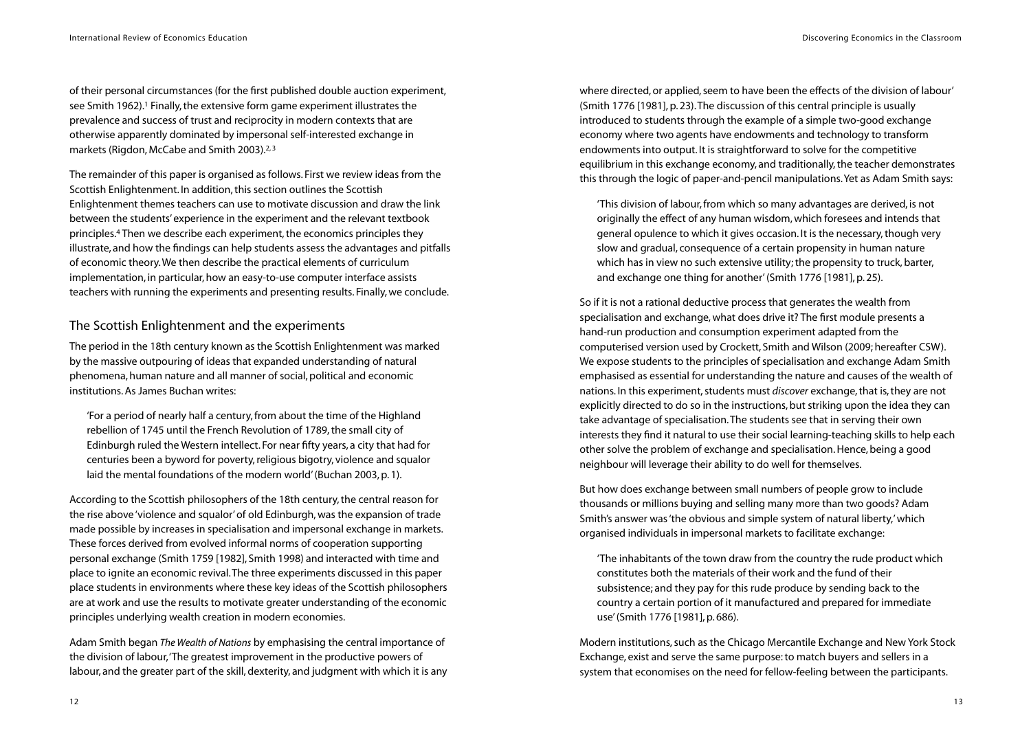of their personal circumstances (for the first published double auction experiment, see Smith 1962).[1] Finally, the extensive form game experiment illustrates the prevalence and success of trust and reciprocity in modern contexts that are otherwise apparently dominated by impersonal self-interested exchange in markets (Rigdon, McCabe and Smith 2003).[2, 3]

The remainder of this paper is organised as follows. First we review ideas from the Scottish Enlightenment. In addition, this section outlines the Scottish Enlightenment themes teachers can use to motivate discussion and draw the link between the students' experience in the experiment and the relevant textbook principles.[4] Then we describe each experiment, the economics principles they illustrate, and how the findings can help students assess the advantages and pitfalls of economic theory. We then describe the practical elements of curriculum implementation, in particular, how an easy-to-use computer interface assists teachers with running the experiments and presenting results. Finally, we conclude.

## The Scottish Enlightenment and the experiments

The period in the 18th century known as the Scottish Enlightenment was marked by the massive outpouring of ideas that expanded understanding of natural phenomena, human nature and all manner of social, political and economic institutions. As James Buchan writes:

> 'For a period of nearly half a century, from about the time of the Highland rebellion of 1745 until the French Revolution of 1789, the small city of Edinburgh ruled the Western intellect. For near fifty years, a city that had for centuries been a byword for poverty, religious bigotry, violence and squalor laid the mental foundations of the modern world' (Buchan 2003, p. 1).

According to the Scottish philosophers of the 18th century, the central reason for the rise above 'violence and squalor' of old Edinburgh, was the expansion of trade made possible by increases in specialisation and impersonal exchange in markets. These forces derived from evolved informal norms of cooperation supporting personal exchange (Smith 1759 [1982], Smith 1998) and interacted with time and place to ignite an economic revival. The three experiments discussed in this paper place students in environments where these key ideas of the Scottish philosophers are at work and use the results to motivate greater understanding of the economic principles underlying wealth creation in modern economies.

Adam Smith began *The Wealth of Nations* by emphasising the central importance of the division of labour, 'The greatest improvement in the productive powers of labour, and the greater part of the skill, dexterity, and judgment with which it is any where directed, or applied, seem to have been the effects of the division of labour' (Smith 1776 [1981], p. 23). The discussion of this central principle is usually introduced to students through the example of a simple two-good exchange economy where two agents have endowments and technology to transform endowments into output. It is straightforward to solve for the competitive equilibrium in this exchange economy, and traditionally, the teacher demonstrates this through the logic of paper-and-pencil manipulations. Yet as Adam Smith says:

> 'This division of labour, from which so many advantages are derived, is not originally the effect of any human wisdom, which foresees and intends that general opulence to which it gives occasion. It is the necessary, though very slow and gradual, consequence of a certain propensity in human nature which has in view no such extensive utility; the propensity to truck, barter, and exchange one thing for another' (Smith 1776 [1981], p. 25).

So if it is not a rational deductive process that generates the wealth from specialisation and exchange, what does drive it? The first module presents a hand-run production and consumption experiment adapted from the computerised version used by Crockett, Smith and Wilson (2009; hereafter CSW). We expose students to the principles of specialisation and exchange Adam Smith emphasised as essential for understanding the nature and causes of the wealth of nations. In this experiment, students must *discover* exchange, that is, they are not explicitly directed to do so in the instructions, but striking upon the idea they can take advantage of specialisation. The students see that in serving their own interests they find it natural to use their social learning-teaching skills to help each other solve the problem of exchange and specialisation. Hence, being a good neighbour will leverage their ability to do well for themselves.

But how does exchange between small numbers of people grow to include thousands or millions buying and selling many more than two goods? Adam Smith's answer was 'the obvious and simple system of natural liberty,' which organised individuals in impersonal markets to facilitate exchange:

> 'The inhabitants of the town draw from the country the rude product which constitutes both the materials of their work and the fund of their subsistence; and they pay for this rude produce by sending back to the country a certain portion of it manufactured and prepared for immediate use' (Smith 1776 [1981], p. 686).

Modern institutions, such as the Chicago Mercantile Exchange and New York Stock Exchange, exist and serve the same purpose: to match buyers and sellers in a system that economises on the need for fellow-feeling between the participants.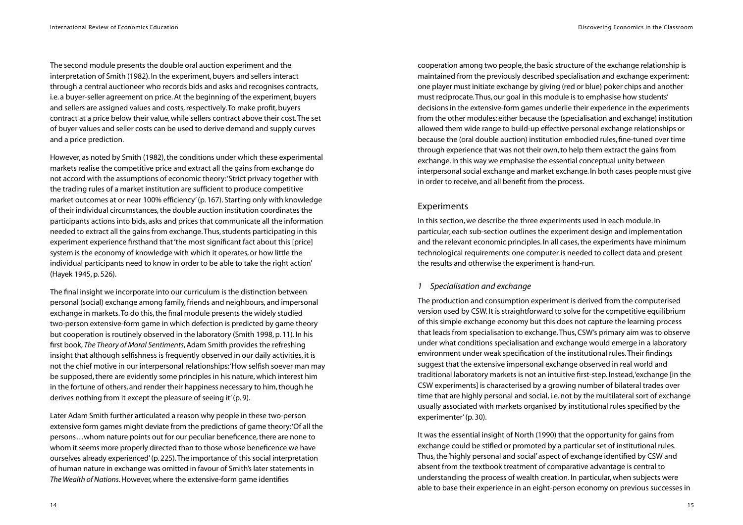The second module presents the double oral auction experiment and the interpretation of Smith (1982). In the experiment, buyers and sellers interact through a central auctioneer who records bids and asks and recognises contracts, i.e. a buyer-seller agreement on price. At the beginning of the experiment, buyers and sellers are assigned values and costs, respectively. To make profit, buyers contract at a price below their value, while sellers contract above their cost. The set of buyer values and seller costs can be used to derive demand and supply curves and a price prediction.

However, as noted by Smith (1982), the conditions under which these experimental markets realise the competitive price and extract all the gains from exchange do not accord with the assumptions of economic theory: 'Strict privacy together with the trading rules of a market institution are sufficient to produce competitive market outcomes at or near 100% efficiency' (p. 167). Starting only with knowledge of their individual circumstances, the double auction institution coordinates the participants actions into bids, asks and prices that communicate all the information needed to extract all the gains from exchange. Thus, students participating in this experiment experience firsthand that 'the most significant fact about this [price] system is the economy of knowledge with which it operates, or how little the individual participants need to know in order to be able to take the right action' (Hayek 1945, p. 526).

The final insight we incorporate into our curriculum is the distinction between personal (social) exchange among family, friends and neighbours, and impersonal exchange in markets. To do this, the final module presents the widely studied two-person extensive-form game in which defection is predicted by game theory but cooperation is routinely observed in the laboratory (Smith 1998, p. 11). In his first book, *The Theory of Moral Sentiments*, Adam Smith provides the refreshing insight that although selfishness is frequently observed in our daily activities, it is not the chief motive in our interpersonal relationships: 'How selfish soever man may be supposed, there are evidently some principles in his nature, which interest him in the fortune of others, and render their happiness necessary to him, though he derives nothing from it except the pleasure of seeing it' (p. 9).

Later Adam Smith further articulated a reason why people in these two-person extensive form games might deviate from the predictions of game theory: 'Of all the persons…whom nature points out for our peculiar beneficence, there are none to whom it seems more properly directed than to those whose beneficence we have ourselves already experienced' (p. 225). The importance of this social interpretation of human nature in exchange was omitted in favour of Smith's later statements in *The Wealth of Nations*. However, where the extensive-form game identifies cooperation among two people, the basic structure of the exchange relationship is maintained from the previously described specialisation and exchange experiment: one player must initiate exchange by giving (red or blue) poker chips and another must reciprocate. Thus, our goal in this module is to emphasise how students' decisions in the extensive-form games underlie their experience in the experiments from the other modules: either because the (specialisation and exchange) institution allowed them wide range to build-up effective personal exchange relationships or because the (oral double auction) institution embodied rules, fine-tuned over time through experience that was not their own, to help them extract the gains from exchange. In this way we emphasise the essential conceptual unity between interpersonal social exchange and market exchange. In both cases people must give in order to receive, and all benefit from the process.

## Experiments

In this section, we describe the three experiments used in each module. In particular, each sub-section outlines the experiment design and implementation and the relevant economic principles. In all cases, the experiments have minimum technological requirements: one computer is needed to collect data and present the results and otherwise the experiment is hand-run.

### *1 Specialisation and exchange*

The production and consumption experiment is derived from the computerised version used by CSW. It is straightforward to solve for the competitive equilibrium of this simple exchange economy but this does not capture the learning process that leads from specialisation to exchange. Thus, CSW's primary aim was to observe under what conditions specialisation and exchange would emerge in a laboratory environment under weak specification of the institutional rules. Their findings suggest that the extensive impersonal exchange observed in real world and traditional laboratory markets is not an intuitive first-step. Instead, 'exchange [in the CSW experiments] is characterised by a growing number of bilateral trades over time that are highly personal and social, i.e. not by the multilateral sort of exchange usually associated with markets organised by institutional rules specified by the experimenter' (p. 30).

It was the essential insight of North (1990) that the opportunity for gains from exchange could be stifled or promoted by a particular set of institutional rules. Thus, the 'highly personal and social' aspect of exchange identified by CSW and absent from the textbook treatment of comparative advantage is central to understanding the process of wealth creation. In particular, when subjects were able to base their experience in an eight-person economy on previous successes in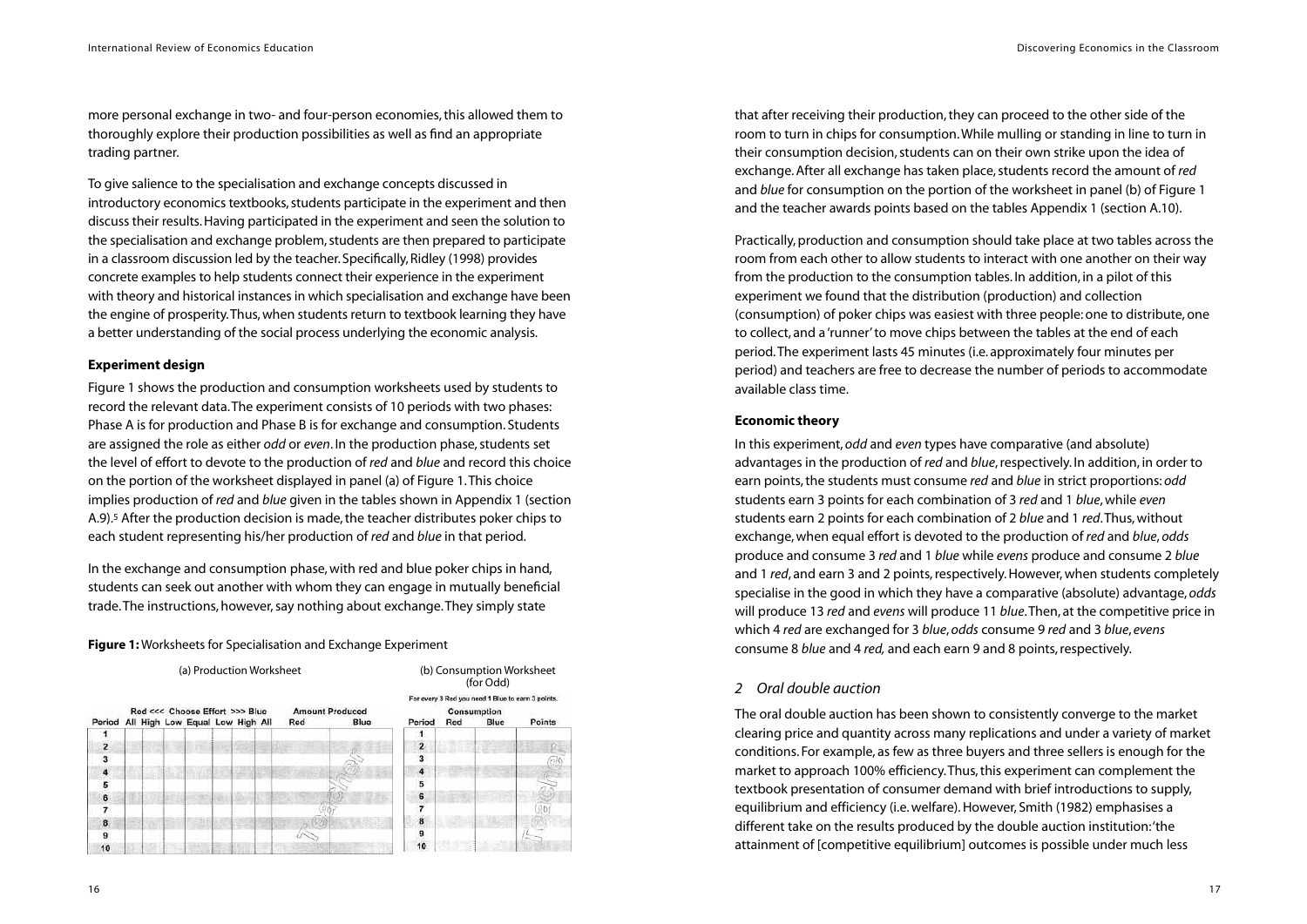more personal exchange in two- and four-person economies, this allowed them to thoroughly explore their production possibilities as well as find an appropriate trading partner.

To give salience to the specialisation and exchange concepts discussed in introductory economics textbooks, students participate in the experiment and then discuss their results. Having participated in the experiment and seen the solution to the specialisation and exchange problem, students are then prepared to participate in a classroom discussion led by the teacher. Specifically, Ridley (1998) provides concrete examples to help students connect their experience in the experiment with theory and historical instances in which specialisation and exchange have been the engine of prosperity. Thus, when students return to textbook learning they have a better understanding of the social process underlying the economic analysis.

### Experiment design

Figure 1 shows the production and consumption worksheets used by students to record the relevant data. The experiment consists of 10 periods with two phases: Phase A is for production and Phase B is for exchange and consumption. Students are assigned the role as either *odd* or *even*. In the production phase, students set the level of effort to devote to the production of *red* and *blue* and record this choice on the portion of the worksheet displayed in panel (a) of Figure 1. This choice implies production of *red* and *blue* given in the tables shown in Appendix 1 (section A.9).[5] After the production decision is made, the teacher distributes poker chips to each student representing his/her production of *red* and *blue* in that period.

In the exchange and consumption phase, with red and blue poker chips in hand, students can seek out another with whom they can engage in mutually beneficial trade. The instructions, however, say nothing about exchange. They simply state

**Figure 1:** Worksheets for Specialisation and Exchange Experiment

(a) Production Worksheet

| Period | All | High | Low | Equal | Low | High | All | Red | Blue |
|---|---|---|---|---|---|---|---|---|---|
| | Red <<< Choose Effort >>> Blue | | | | | | | Amount Produced | |
| 1 | | | | | | | | | |
| 2 | | | | | | | | | |
| 3 | | | | | | | | | |
| 4 | | | | | | | | | |
| 5 | | | | | | | | | |
| 6 | | | | | | | | | |
| 7 | | | | | | | | | |
| 8 | | | | | | | | | |
| 9 | | | | | | | | | |
| 10 | | | | | | | | | |

(b) Consumption Worksheet (for Odd)

For every 3 Red you need 1 Blue to earn 3 points.

| Period | Red | Blue | Points |
|---|---|---|---|
| | Consumption | | |
| 1 | | | |
| 2 | | | |
| 3 | | | |
| 4 | | | |
| 5 | | | |
| 6 | | | |
| 7 | | | |
| 8 | | | |
| 9 | | | |
| 10 | | | |

that after receiving their production, they can proceed to the other side of the room to turn in chips for consumption. While mulling or standing in line to turn in their consumption decision, students can on their own strike upon the idea of exchange. After all exchange has taken place, students record the amount of *red* and *blue* for consumption on the portion of the worksheet in panel (b) of Figure 1 and the teacher awards points based on the tables Appendix 1 (section A.10).

Practically, production and consumption should take place at two tables across the room from each other to allow students to interact with one another on their way from the production to the consumption tables. In addition, in a pilot of this experiment we found that the distribution (production) and collection (consumption) of poker chips was easiest with three people: one to distribute, one to collect, and a 'runner' to move chips between the tables at the end of each period. The experiment lasts 45 minutes (i.e. approximately four minutes per period) and teachers are free to decrease the number of periods to accommodate available class time.

### Economic theory

In this experiment, *odd* and *even* types have comparative (and absolute) advantages in the production of *red* and *blue*, respectively. In addition, in order to earn points, the students must consume *red* and *blue* in strict proportions: *odd* students earn 3 points for each combination of 3 *red* and 1 *blue*, while *even* students earn 2 points for each combination of 2 *blue* and 1 *red*. Thus, without exchange, when equal effort is devoted to the production of *red* and *blue*, *odds* produce and consume 3 *red* and 1 *blue* while *evens* produce and consume 2 *blue* and 1 *red*, and earn 3 and 2 points, respectively. However, when students completely specialise in the good in which they have a comparative (absolute) advantage, *odds* will produce 13 *red* and *evens* will produce 11 *blue*. Then, at the competitive price in which 4 *red* are exchanged for 3 *blue*, *odds* consume 9 *red* and 3 *blue*, *evens* consume 8 *blue* and 4 *red,* and each earn 9 and 8 points, respectively.

## 2 Oral double auction

The oral double auction has been shown to consistently converge to the market clearing price and quantity across many replications and under a variety of market conditions. For example, as few as three buyers and three sellers is enough for the market to approach 100% efficiency. Thus, this experiment can complement the textbook presentation of consumer demand with brief introductions to supply, equilibrium and efficiency (i.e. welfare). However, Smith (1982) emphasises a different take on the results produced by the double auction institution: 'the attainment of [competitive equilibrium] outcomes is possible under much less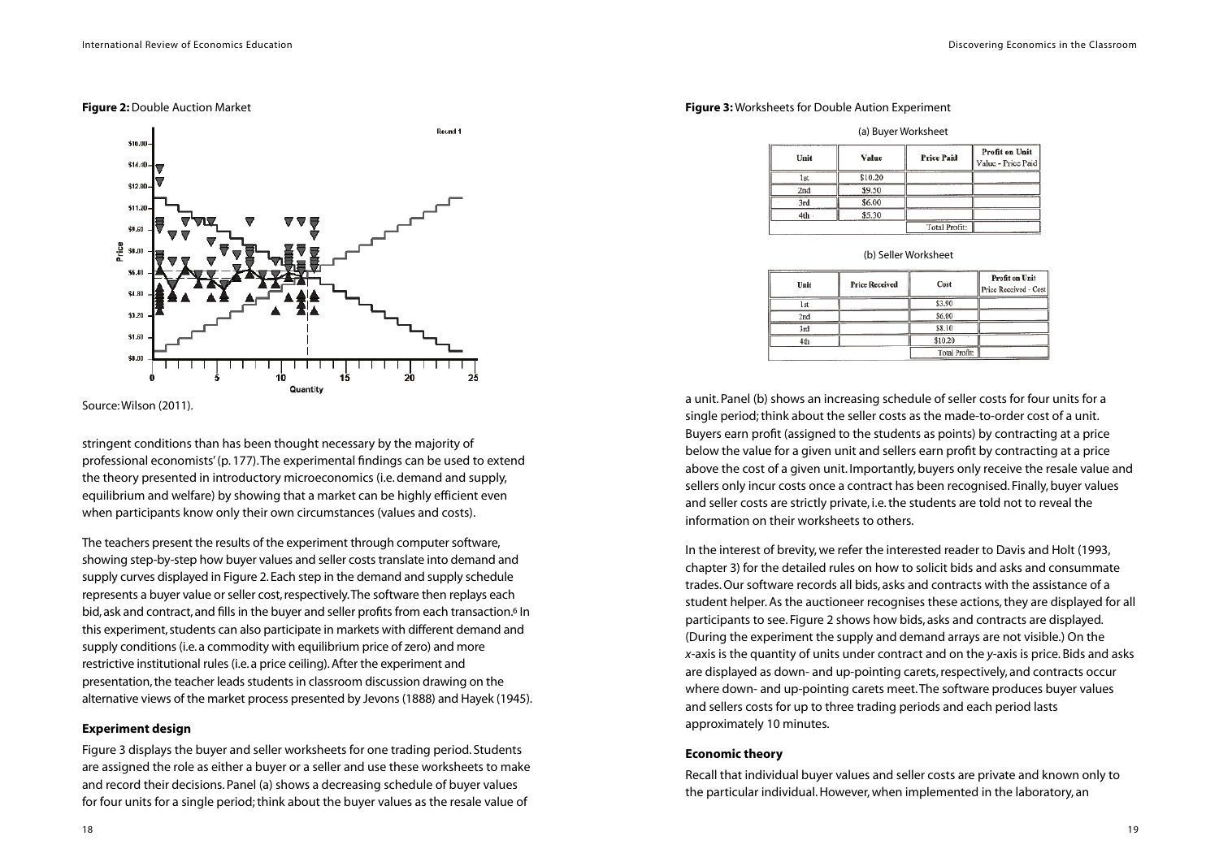**Figure 2:** Double Auction Market

Source: Wilson (2011).

stringent conditions than has been thought necessary by the majority of professional economists' (p. 177). The experimental findings can be used to extend the theory presented in introductory microeconomics (i.e. demand and supply, equilibrium and welfare) by showing that a market can be highly efficient even when participants know only their own circumstances (values and costs).

The teachers present the results of the experiment through computer software, showing step-by-step how buyer values and seller costs translate into demand and supply curves displayed in Figure 2. Each step in the demand and supply schedule represents a buyer value or seller cost, respectively. The software then replays each bid, ask and contract, and fills in the buyer and seller profits from each transaction.[6] In this experiment, students can also participate in markets with different demand and supply conditions (i.e. a commodity with equilibrium price of zero) and more restrictive institutional rules (i.e. a price ceiling). After the experiment and presentation, the teacher leads students in classroom discussion drawing on the alternative views of the market process presented by Jevons (1888) and Hayek (1945).

### Experiment design

Figure 3 displays the buyer and seller worksheets for one trading period. Students are assigned the role as either a buyer or a seller and use these worksheets to make and record their decisions. Panel (a) shows a decreasing schedule of buyer values for four units for a single period; think about the buyer values as the resale value of a unit. Panel (b) shows an increasing schedule of seller costs for four units for a single period; think about the seller costs as the made-to-order cost of a unit. Buyers earn profit (assigned to the students as points) by contracting at a price below the value for a given unit and sellers earn profit by contracting at a price above the cost of a given unit. Importantly, buyers only receive the resale value and sellers only incur costs once a contract has been recognised. Finally, buyer values and seller costs are strictly private, i.e. the students are told not to reveal the information on their worksheets to others.

**Figure 3:** Worksheets for Double Aution Experiment

(a) Buyer Worksheet

| Unit | Value | Price Paid | Profit on Unit Value - Price Paid |
|---|---|---|---|
| 1st | \$10.20 | | |
| 2nd | \$9.50 | | |
| 3rd | \$6.00 | | |
| 4th | \$5.30 | | |
| | | Total Profit: | |

(b) Seller Worksheet

| Unit | Price Received | Cost | Profit on Unit Price Received - Cost |
|---|---|---|---|
| 1st | | \$3.90 | |
| 2nd | | \$6.00 | |
| 3rd | | \$8.10 | |
| 4th | | \$10.20 | |
| | | Total Profit: | |

In the interest of brevity, we refer the interested reader to Davis and Holt (1993, chapter 3) for the detailed rules on how to solicit bids and asks and consummate trades. Our software records all bids, asks and contracts with the assistance of a student helper. As the auctioneer recognises these actions, they are displayed for all participants to see. Figure 2 shows how bids, asks and contracts are displayed. (During the experiment the supply and demand arrays are not visible.) On the *x*-axis is the quantity of units under contract and on the *y*-axis is price. Bids and asks are displayed as down- and up-pointing carets, respectively, and contracts occur where down- and up-pointing carets meet. The software produces buyer values and sellers costs for up to three trading periods and each period lasts approximately 10 minutes.

### Economic theory

Recall that individual buyer values and seller costs are private and known only to the particular individual. However, when implemented in the laboratory, an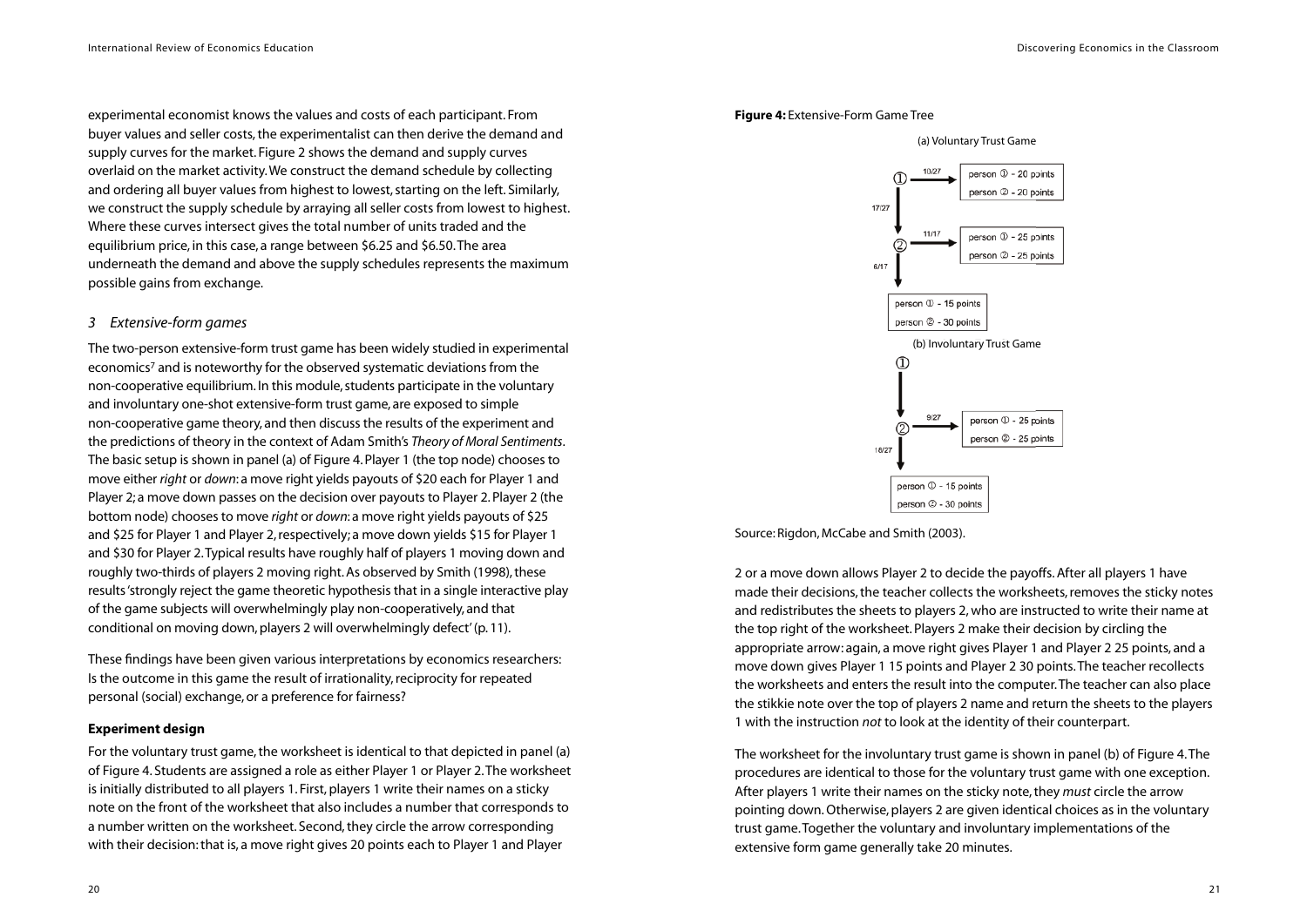experimental economist knows the values and costs of each participant. From buyer values and seller costs, the experimentalist can then derive the demand and supply curves for the market. Figure 2 shows the demand and supply curves overlaid on the market activity. We construct the demand schedule by collecting and ordering all buyer values from highest to lowest, starting on the left. Similarly, we construct the supply schedule by arraying all seller costs from lowest to highest. Where these curves intersect gives the total number of units traded and the equilibrium price, in this case, a range between \$6.25 and \$6.50. The area underneath the demand and above the supply schedules represents the maximum possible gains from exchange.

## *3 Extensive-form games*

The two-person extensive-form trust game has been widely studied in experimental economics[7] and is noteworthy for the observed systematic deviations from the non-cooperative equilibrium. In this module, students participate in the voluntary and involuntary one-shot extensive-form trust game, are exposed to simple non-cooperative game theory, and then discuss the results of the experiment and the predictions of theory in the context of Adam Smith's *Theory of Moral Sentiments*. The basic setup is shown in panel (a) of Figure 4. Player 1 (the top node) chooses to move either *right* or *down*: a move right yields payouts of \$20 each for Player 1 and Player 2; a move down passes on the decision over payouts to Player 2. Player 2 (the bottom node) chooses to move *right* or *down*: a move right yields payouts of \$25 and \$25 for Player 1 and Player 2, respectively; a move down yields \$15 for Player 1 and \$30 for Player 2. Typical results have roughly half of players 1 moving down and roughly two-thirds of players 2 moving right. As observed by Smith (1998), these results 'strongly reject the game theoretic hypothesis that in a single interactive play of the game subjects will overwhelmingly play non-cooperatively, and that conditional on moving down, players 2 will overwhelmingly defect' (p. 11).

These findings have been given various interpretations by economics researchers: Is the outcome in this game the result of irrationality, reciprocity for repeated personal (social) exchange, or a preference for fairness?

### Experiment design

For the voluntary trust game, the worksheet is identical to that depicted in panel (a) of Figure 4. Students are assigned a role as either Player 1 or Player 2. The worksheet is initially distributed to all players 1. First, players 1 write their names on a sticky note on the front of the worksheet that also includes a number that corresponds to a number written on the worksheet. Second, they circle the arrow corresponding with their decision: that is, a move right gives 20 points each to Player 1 and Player 2 or a move down allows Player 2 to decide the payoffs. After all players 1 have made their decisions, the teacher collects the worksheets, removes the sticky notes and redistributes the sheets to players 2, who are instructed to write their name at the top right of the worksheet. Players 2 make their decision by circling the appropriate arrow: again, a move right gives Player 1 and Player 2 25 points, and a move down gives Player 1 15 points and Player 2 30 points. The teacher recollects the worksheets and enters the result into the computer. The teacher can also place the stikkie note over the top of players 2 name and return the sheets to the players 1 with the instruction *not* to look at the identity of their counterpart.

**Figure 4:** Extensive-Form Game Tree

(a) Voluntary Trust Game

① — right (10/27) → person ① - 20 points, person ② - 20 points
① — down (17/27) → ②
② — right (11/17) → person ① - 25 points, person ② - 25 points
② — down (6/17) → person ① - 15 points, person ② - 30 points

(b) Involuntary Trust Game

① — down → ②
② — right (9/27) → person ① - 25 points, person ② - 25 points
② — down (18/27) → person ① - 15 points, person ② - 30 points

Source: Rigdon, McCabe and Smith (2003).

The worksheet for the involuntary trust game is shown in panel (b) of Figure 4. The procedures are identical to those for the voluntary trust game with one exception. After players 1 write their names on the sticky note, they *must* circle the arrow pointing down. Otherwise, players 2 are given identical choices as in the voluntary trust game. Together the voluntary and involuntary implementations of the extensive form game generally take 20 minutes.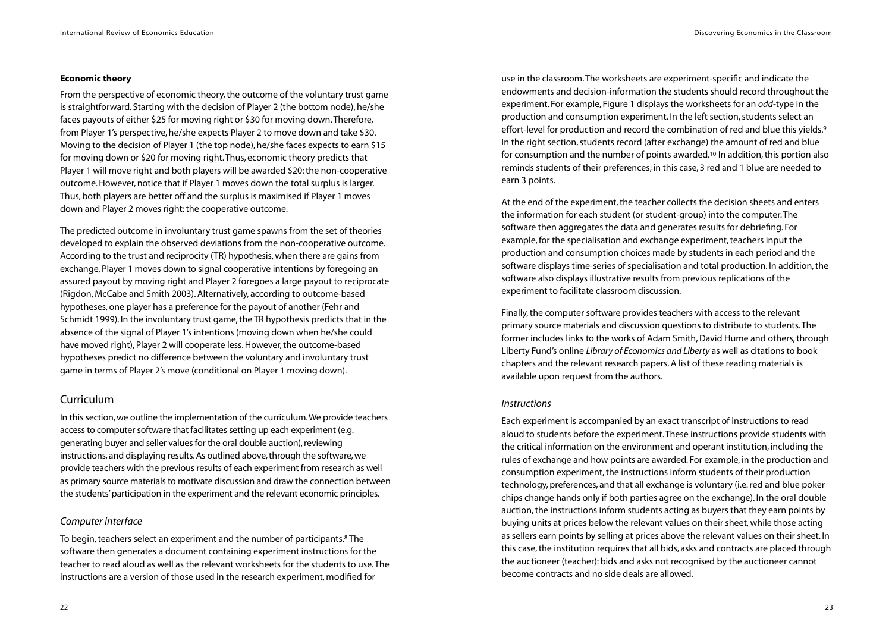**Economic theory**

From the perspective of economic theory, the outcome of the voluntary trust game is straightforward. Starting with the decision of Player 2 (the bottom node), he/she faces payouts of either \$25 for moving right or \$30 for moving down. Therefore, from Player 1's perspective, he/she expects Player 2 to move down and take \$30. Moving to the decision of Player 1 (the top node), he/she faces expects to earn \$15 for moving down or \$20 for moving right. Thus, economic theory predicts that Player 1 will move right and both players will be awarded \$20: the non-cooperative outcome. However, notice that if Player 1 moves down the total surplus is larger. Thus, both players are better off and the surplus is maximised if Player 1 moves down and Player 2 moves right: the cooperative outcome.

The predicted outcome in involuntary trust game spawns from the set of theories developed to explain the observed deviations from the non-cooperative outcome. According to the trust and reciprocity (TR) hypothesis, when there are gains from exchange, Player 1 moves down to signal cooperative intentions by foregoing an assured payout by moving right and Player 2 foregoes a large payout to reciprocate (Rigdon, McCabe and Smith 2003). Alternatively, according to outcome-based hypotheses, one player has a preference for the payout of another (Fehr and Schmidt 1999). In the involuntary trust game, the TR hypothesis predicts that in the absence of the signal of Player 1's intentions (moving down when he/she could have moved right), Player 2 will cooperate less. However, the outcome-based hypotheses predict no difference between the voluntary and involuntary trust game in terms of Player 2's move (conditional on Player 1 moving down).

## Curriculum

In this section, we outline the implementation of the curriculum. We provide teachers access to computer software that facilitates setting up each experiment (e.g. generating buyer and seller values for the oral double auction), reviewing instructions, and displaying results. As outlined above, through the software, we provide teachers with the previous results of each experiment from research as well as primary source materials to motivate discussion and draw the connection between the students' participation in the experiment and the relevant economic principles.

### *Computer interface*

To begin, teachers select an experiment and the number of participants.[8] The software then generates a document containing experiment instructions for the teacher to read aloud as well as the relevant worksheets for the students to use. The instructions are a version of those used in the research experiment, modified for use in the classroom. The worksheets are experiment-specific and indicate the endowments and decision-information the students should record throughout the experiment. For example, Figure 1 displays the worksheets for an *odd*-type in the production and consumption experiment. In the left section, students select an effort-level for production and record the combination of red and blue this yields.[9] In the right section, students record (after exchange) the amount of red and blue for consumption and the number of points awarded.[10] In addition, this portion also reminds students of their preferences; in this case, 3 red and 1 blue are needed to earn 3 points.

At the end of the experiment, the teacher collects the decision sheets and enters the information for each student (or student-group) into the computer. The software then aggregates the data and generates results for debriefing. For example, for the specialisation and exchange experiment, teachers input the production and consumption choices made by students in each period and the software displays time-series of specialisation and total production. In addition, the software also displays illustrative results from previous replications of the experiment to facilitate classroom discussion.

Finally, the computer software provides teachers with access to the relevant primary source materials and discussion questions to distribute to students. The former includes links to the works of Adam Smith, David Hume and others, through Liberty Fund's online *Library of Economics and Liberty* as well as citations to book chapters and the relevant research papers. A list of these reading materials is available upon request from the authors.

### *Instructions*

Each experiment is accompanied by an exact transcript of instructions to read aloud to students before the experiment. These instructions provide students with the critical information on the environment and operant institution, including the rules of exchange and how points are awarded. For example, in the production and consumption experiment, the instructions inform students of their production technology, preferences, and that all exchange is voluntary (i.e. red and blue poker chips change hands only if both parties agree on the exchange). In the oral double auction, the instructions inform students acting as buyers that they earn points by buying units at prices below the relevant values on their sheet, while those acting as sellers earn points by selling at prices above the relevant values on their sheet. In this case, the institution requires that all bids, asks and contracts are placed through the auctioneer (teacher): bids and asks not recognised by the auctioneer cannot become contracts and no side deals are allowed.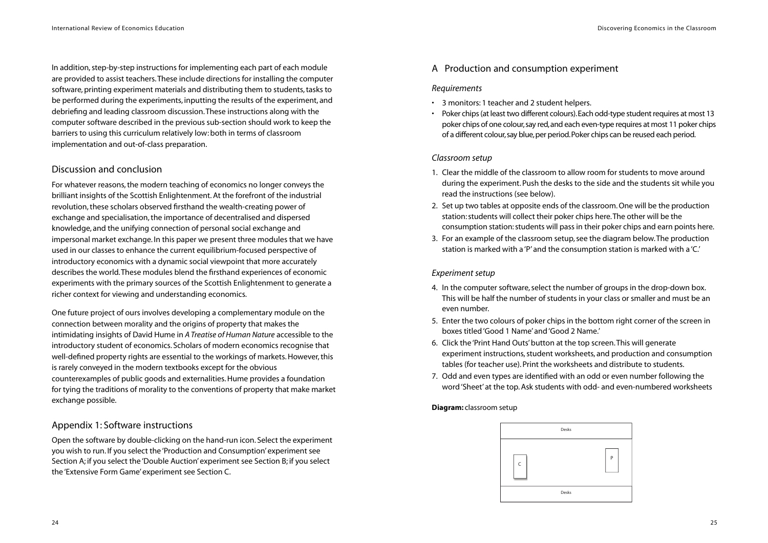In addition, step-by-step instructions for implementing each part of each module are provided to assist teachers. These include directions for installing the computer software, printing experiment materials and distributing them to students, tasks to be performed during the experiments, inputting the results of the experiment, and debriefing and leading classroom discussion. These instructions along with the computer software described in the previous sub-section should work to keep the barriers to using this curriculum relatively low: both in terms of classroom implementation and out-of-class preparation.

## Discussion and conclusion

For whatever reasons, the modern teaching of economics no longer conveys the brilliant insights of the Scottish Enlightenment. At the forefront of the industrial revolution, these scholars observed firsthand the wealth-creating power of exchange and specialisation, the importance of decentralised and dispersed knowledge, and the unifying connection of personal social exchange and impersonal market exchange. In this paper we present three modules that we have used in our classes to enhance the current equilibrium-focused perspective of introductory economics with a dynamic social viewpoint that more accurately describes the world. These modules blend the firsthand experiences of economic experiments with the primary sources of the Scottish Enlightenment to generate a richer context for viewing and understanding economics.

One future project of ours involves developing a complementary module on the connection between morality and the origins of property that makes the intimidating insights of David Hume in *A Treatise of Human Nature* accessible to the introductory student of economics. Scholars of modern economics recognise that well-defined property rights are essential to the workings of markets. However, this is rarely conveyed in the modern textbooks except for the obvious counterexamples of public goods and externalities. Hume provides a foundation for tying the traditions of morality to the conventions of property that make market exchange possible.

## Appendix 1: Software instructions

Open the software by double-clicking on the hand-run icon. Select the experiment you wish to run. If you select the 'Production and Consumption' experiment see Section A; if you select the 'Double Auction' experiment see Section B; if you select the 'Extensive Form Game' experiment see Section C.

### A Production and consumption experiment

#### *Requirements*

- 3 monitors: 1 teacher and 2 student helpers.
- Poker chips (at least two different colours). Each odd-type student requires at most 13 poker chips of one colour, say red, and each even-type requires at most 11 poker chips of a different colour, say blue, per period. Poker chips can be reused each period.

#### *Classroom setup*

1. Clear the middle of the classroom to allow room for students to move around during the experiment. Push the desks to the side and the students sit while you read the instructions (see below).
2. Set up two tables at opposite ends of the classroom. One will be the production station: students will collect their poker chips here. The other will be the consumption station: students will pass in their poker chips and earn points here.
3. For an example of the classroom setup, see the diagram below. The production station is marked with a 'P' and the consumption station is marked with a 'C.'

#### *Experiment setup*

4. In the computer software, select the number of groups in the drop-down box. This will be half the number of students in your class or smaller and must be an even number.
5. Enter the two colours of poker chips in the bottom right corner of the screen in boxes titled 'Good 1 Name' and 'Good 2 Name.'
6. Click the 'Print Hand Outs' button at the top screen. This will generate experiment instructions, student worksheets, and production and consumption tables (for teacher use). Print the worksheets and distribute to students.
7. Odd and even types are identified with an odd or even number following the word 'Sheet' at the top. Ask students with odd- and even-numbered worksheets

**Diagram:** classroom setup

Desks

C

P

Desks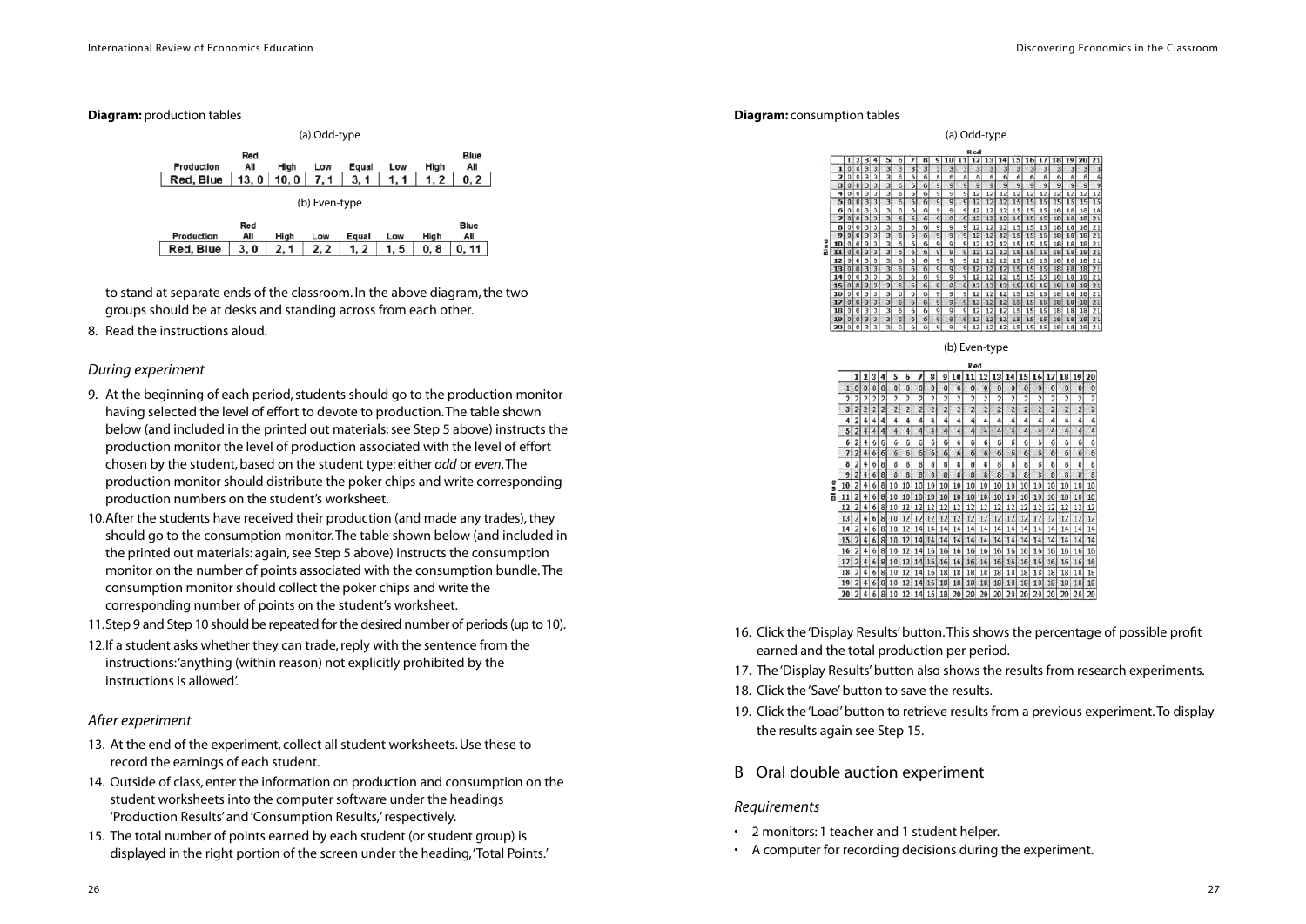**Diagram:** production tables

(a) Odd-type

| Production | Red All | High | Low | Equal | Low | High | Blue All |
|---|---|---|---|---|---|---|---|
| Red, Blue | 13, 0 | 10, 0 | 7, 1 | 3, 1 | 1, 1 | 1, 2 | 0, 2 |

(b) Even-type

| Production | Red All | High | Low | Equal | Low | High | Blue All |
|---|---|---|---|---|---|---|---|
| Red, Blue | 3, 0 | 2, 1 | 2, 2 | 1, 2 | 1, 5 | 0, 8 | 0, 11 |

to stand at separate ends of the classroom. In the above diagram, the two groups should be at desks and standing across from each other.

8. Read the instructions aloud.

### *During experiment*

9. At the beginning of each period, students should go to the production monitor having selected the level of effort to devote to production. The table shown below (and included in the printed out materials; see Step 5 above) instructs the production monitor the level of production associated with the level of effort chosen by the student, based on the student type: either *odd* or *even*. The production monitor should distribute the poker chips and write corresponding production numbers on the student's worksheet.
10. After the students have received their production (and made any trades), they should go to the consumption monitor. The table shown below (and included in the printed out materials: again, see Step 5 above) instructs the consumption monitor on the number of points associated with the consumption bundle. The consumption monitor should collect the poker chips and write the corresponding number of points on the student's worksheet.
11. Step 9 and Step 10 should be repeated for the desired number of periods (up to 10).
12. If a student asks whether they can trade, reply with the sentence from the instructions: 'anything (within reason) not explicitly prohibited by the instructions is allowed'.

### *After experiment*

13. At the end of the experiment, collect all student worksheets. Use these to record the earnings of each student.
14. Outside of class, enter the information on production and consumption on the student worksheets into the computer software under the headings 'Production Results' and 'Consumption Results,' respectively.
15. The total number of points earned by each student (or student group) is displayed in the right portion of the screen under the heading, 'Total Points.'

**Diagram:** consumption tables

(a) Odd-type

| Blue \ Red | 1 | 2 | 3 | 4 | 5 | 6 | 7 | 8 | 9 | 10 | 11 | 12 | 13 | 14 | 15 | 16 | 17 | 18 | 19 | 20 | 21 |
|---|---|---|---|---|---|---|---|---|---|---|---|---|---|---|---|---|---|---|---|---|---|
| 1 | 0 | 0 | 3 | 3 | 3 | 3 | 3 | 3 | 3 | 3 | 3 | 3 | 3 | 3 | 3 | 3 | 3 | 3 | 3 | 3 | 3 |
| 2 | 0 | 0 | 3 | 3 | 3 | 6 | 6 | 6 | 6 | 6 | 6 | 6 | 6 | 6 | 6 | 6 | 6 | 6 | 6 | 6 | 6 |
| 3 | 0 | 0 | 3 | 3 | 3 | 6 | 6 | 6 | 9 | 9 | 9 | 9 | 9 | 9 | 9 | 9 | 9 | 9 | 9 | 9 | 9 |
| 4 | 0 | 0 | 3 | 3 | 3 | 6 | 6 | 6 | 9 | 9 | 12 | 12 | 12 | 12 | 12 | 12 | 12 | 12 | 12 | 12 | 12 |
| 5 | 0 | 0 | 3 | 3 | 3 | 6 | 6 | 6 | 9 | 9 | 12 | 12 | 12 | 15 | 15 | 15 | 15 | 15 | 15 | 15 | 15 |
| 6 | 0 | 0 | 3 | 3 | 3 | 6 | 6 | 6 | 9 | 9 | 12 | 12 | 12 | 15 | 15 | 15 | 18 | 18 | 18 | 18 | 18 |
| 7 | 0 | 0 | 3 | 3 | 3 | 6 | 6 | 6 | 9 | 9 | 12 | 12 | 12 | 15 | 15 | 15 | 18 | 18 | 18 | 21 | 21 |
| 8 | 0 | 0 | 3 | 3 | 3 | 6 | 6 | 6 | 9 | 9 | 12 | 12 | 12 | 15 | 15 | 15 | 18 | 18 | 18 | 21 | 21 |
| 9 | 0 | 0 | 3 | 3 | 3 | 6 | 6 | 6 | 9 | 9 | 12 | 12 | 12 | 15 | 15 | 15 | 18 | 18 | 18 | 21 | 21 |
| 10 | 0 | 0 | 3 | 3 | 3 | 6 | 6 | 6 | 9 | 9 | 12 | 12 | 12 | 15 | 15 | 15 | 18 | 18 | 18 | 21 | 21 |
| 11 | 0 | 0 | 3 | 3 | 3 | 6 | 6 | 6 | 9 | 9 | 12 | 12 | 12 | 15 | 15 | 15 | 18 | 18 | 18 | 21 | 21 |
| 12 | 0 | 0 | 3 | 3 | 3 | 6 | 6 | 6 | 9 | 9 | 12 | 12 | 12 | 15 | 15 | 15 | 18 | 18 | 18 | 21 | 21 |
| 13 | 0 | 0 | 3 | 3 | 3 | 6 | 6 | 6 | 9 | 9 | 12 | 12 | 12 | 15 | 15 | 15 | 18 | 18 | 18 | 21 | 21 |
| 14 | 0 | 0 | 3 | 3 | 3 | 6 | 6 | 6 | 9 | 9 | 12 | 12 | 12 | 15 | 15 | 15 | 18 | 18 | 18 | 21 | 21 |
| 15 | 0 | 0 | 3 | 3 | 3 | 6 | 6 | 6 | 9 | 9 | 12 | 12 | 12 | 15 | 15 | 15 | 18 | 18 | 18 | 21 | 21 |
| 16 | 0 | 0 | 3 | 3 | 3 | 6 | 6 | 6 | 9 | 9 | 12 | 12 | 12 | 15 | 15 | 15 | 18 | 18 | 18 | 21 | 21 |
| 17 | 0 | 0 | 3 | 3 | 3 | 6 | 6 | 6 | 9 | 9 | 12 | 12 | 12 | 15 | 15 | 15 | 18 | 18 | 18 | 21 | 21 |
| 18 | 0 | 0 | 3 | 3 | 3 | 6 | 6 | 6 | 9 | 9 | 12 | 12 | 12 | 15 | 15 | 15 | 18 | 18 | 18 | 21 | 21 |
| 19 | 0 | 0 | 3 | 3 | 3 | 6 | 6 | 6 | 9 | 9 | 12 | 12 | 12 | 15 | 15 | 15 | 18 | 18 | 18 | 21 | 21 |
| 20 | 0 | 0 | 3 | 3 | 3 | 6 | 6 | 6 | 9 | 9 | 12 | 12 | 12 | 15 | 15 | 15 | 18 | 18 | 18 | 21 | 21 |

(b) Even-type

| Blue \ Red | 1 | 2 | 3 | 4 | 5 | 6 | 7 | 8 | 9 | 10 | 11 | 12 | 13 | 14 | 15 | 16 | 17 | 18 | 19 | 20 |
|---|---|---|---|---|---|---|---|---|---|---|---|---|---|---|---|---|---|---|---|---|
| 1 | 0 | 0 | 0 | 0 | 0 | 0 | 0 | 0 | 0 | 0 | 0 | 0 | 0 | 0 | 0 | 0 | 0 | 0 | 0 | 0 |
| 2 | 2 | 2 | 2 | 2 | 2 | 2 | 2 | 2 | 2 | 2 | 2 | 2 | 2 | 2 | 2 | 2 | 2 | 2 | 2 | 2 |
| 3 | 2 | 2 | 2 | 2 | 2 | 2 | 2 | 2 | 2 | 2 | 2 | 2 | 2 | 2 | 2 | 2 | 2 | 2 | 2 | 2 |
| 4 | 2 | 4 | 4 | 4 | 4 | 4 | 4 | 4 | 4 | 4 | 4 | 4 | 4 | 4 | 4 | 4 | 4 | 4 | 4 | 4 |
| 5 | 2 | 4 | 4 | 4 | 4 | 4 | 4 | 4 | 4 | 4 | 4 | 4 | 4 | 4 | 4 | 4 | 4 | 4 | 4 | 4 |
| 6 | 2 | 4 | 6 | 6 | 6 | 6 | 6 | 6 | 6 | 6 | 6 | 6 | 6 | 6 | 6 | 6 | 6 | 6 | 6 | 6 |
| 7 | 2 | 4 | 6 | 6 | 6 | 6 | 6 | 6 | 6 | 6 | 6 | 6 | 6 | 6 | 6 | 6 | 6 | 6 | 6 | 6 |
| 8 | 2 | 4 | 6 | 8 | 8 | 8 | 8 | 8 | 8 | 8 | 8 | 8 | 8 | 8 | 8 | 8 | 8 | 8 | 8 | 8 |
| 9 | 2 | 4 | 6 | 8 | 8 | 8 | 8 | 8 | 8 | 8 | 8 | 8 | 8 | 8 | 8 | 8 | 8 | 8 | 8 | 8 |
| 10 | 2 | 4 | 6 | 8 | 10 | 10 | 10 | 10 | 10 | 10 | 10 | 10 | 10 | 10 | 10 | 10 | 10 | 10 | 10 | 10 |
| 11 | 2 | 4 | 6 | 8 | 10 | 10 | 10 | 10 | 10 | 10 | 10 | 10 | 10 | 10 | 10 | 10 | 10 | 10 | 10 | 10 |
| 12 | 2 | 4 | 6 | 8 | 10 | 12 | 12 | 12 | 12 | 12 | 12 | 12 | 12 | 12 | 12 | 12 | 12 | 12 | 12 | 12 |
| 13 | 2 | 4 | 6 | 8 | 10 | 12 | 12 | 12 | 12 | 12 | 12 | 12 | 12 | 12 | 12 | 12 | 12 | 12 | 12 | 12 |
| 14 | 2 | 4 | 6 | 8 | 10 | 12 | 14 | 14 | 14 | 14 | 14 | 14 | 14 | 14 | 14 | 14 | 14 | 14 | 14 | 14 |
| 15 | 2 | 4 | 6 | 8 | 10 | 12 | 14 | 14 | 14 | 14 | 14 | 14 | 14 | 14 | 14 | 14 | 14 | 14 | 14 | 14 |
| 16 | 2 | 4 | 6 | 8 | 10 | 12 | 14 | 16 | 16 | 16 | 16 | 16 | 16 | 16 | 16 | 16 | 16 | 16 | 16 | 16 |
| 17 | 2 | 4 | 6 | 8 | 10 | 12 | 14 | 16 | 16 | 16 | 16 | 16 | 16 | 16 | 16 | 16 | 16 | 16 | 16 | 16 |
| 18 | 2 | 4 | 6 | 8 | 10 | 12 | 14 | 16 | 18 | 18 | 18 | 18 | 18 | 18 | 18 | 18 | 18 | 18 | 18 | 18 |
| 19 | 2 | 4 | 6 | 8 | 10 | 12 | 14 | 16 | 18 | 18 | 18 | 18 | 18 | 18 | 18 | 18 | 18 | 18 | 18 | 18 |
| 20 | 2 | 4 | 6 | 8 | 10 | 12 | 14 | 16 | 18 | 20 | 20 | 20 | 20 | 20 | 20 | 20 | 20 | 20 | 20 | 20 |

16. Click the 'Display Results' button. This shows the percentage of possible profit earned and the total production per period.
17. The 'Display Results' button also shows the results from research experiments.
18. Click the 'Save' button to save the results.
19. Click the 'Load' button to retrieve results from a previous experiment. To display the results again see Step 15.

## B Oral double auction experiment

### *Requirements*

- 2 monitors: 1 teacher and 1 student helper.
- A computer for recording decisions during the experiment.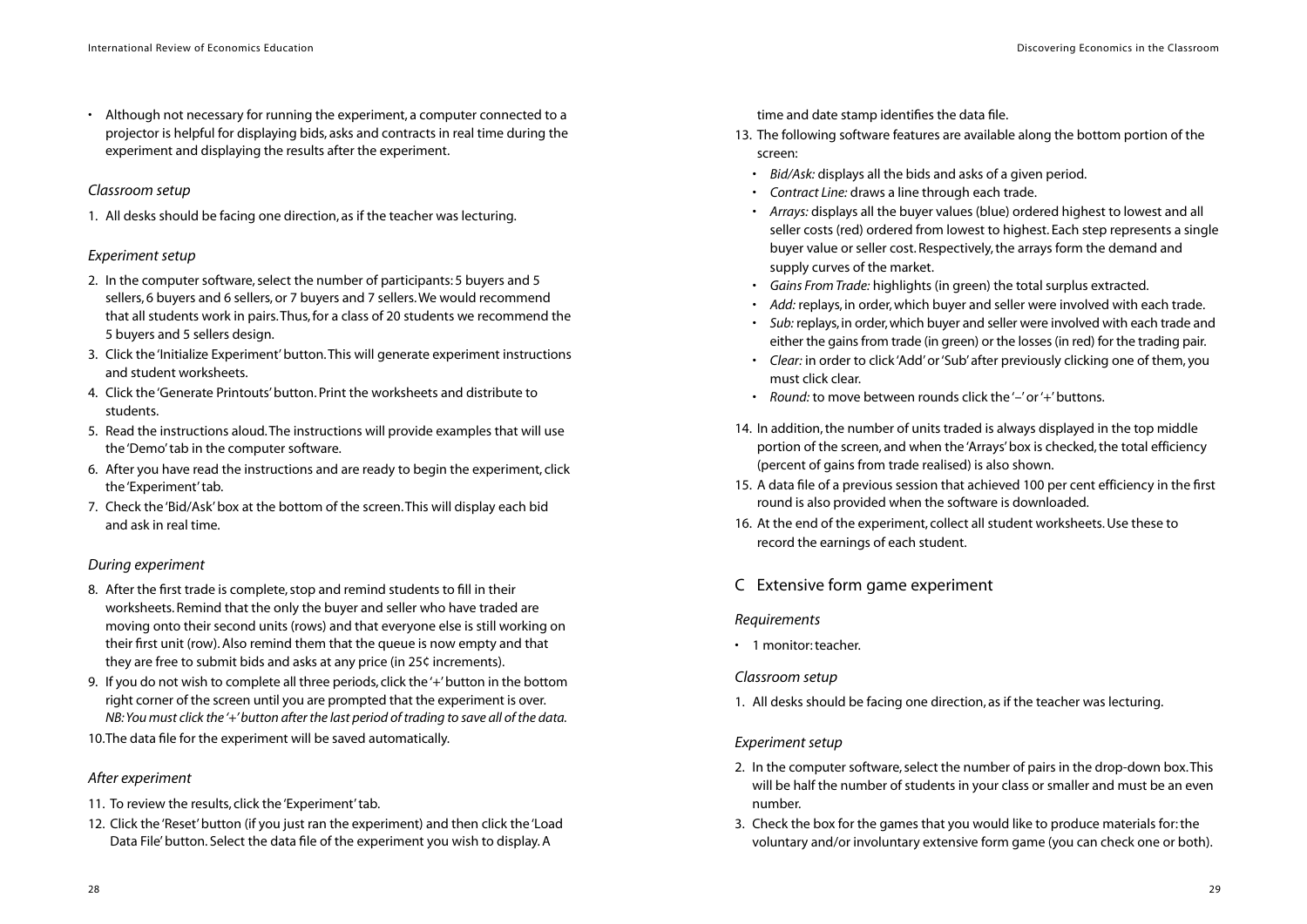- Although not necessary for running the experiment, a computer connected to a projector is helpful for displaying bids, asks and contracts in real time during the experiment and displaying the results after the experiment.

*Classroom setup*

1. All desks should be facing one direction, as if the teacher was lecturing.

*Experiment setup*

2. In the computer software, select the number of participants: 5 buyers and 5 sellers, 6 buyers and 6 sellers, or 7 buyers and 7 sellers. We would recommend that all students work in pairs. Thus, for a class of 20 students we recommend the 5 buyers and 5 sellers design.
3. Click the 'Initialize Experiment' button. This will generate experiment instructions and student worksheets.
4. Click the 'Generate Printouts' button. Print the worksheets and distribute to students.
5. Read the instructions aloud. The instructions will provide examples that will use the 'Demo' tab in the computer software.
6. After you have read the instructions and are ready to begin the experiment, click the 'Experiment' tab.
7. Check the 'Bid/Ask' box at the bottom of the screen. This will display each bid and ask in real time.

*During experiment*

8. After the first trade is complete, stop and remind students to fill in their worksheets. Remind that the only the buyer and seller who have traded are moving onto their second units (rows) and that everyone else is still working on their first unit (row). Also remind them that the queue is now empty and that they are free to submit bids and asks at any price (in 25¢ increments).
9. If you do not wish to complete all three periods, click the '+' button in the bottom right corner of the screen until you are prompted that the experiment is over. *NB: You must click the '+' button after the last period of trading to save all of the data.*
10. The data file for the experiment will be saved automatically.

*After experiment*

11. To review the results, click the 'Experiment' tab.
12. Click the 'Reset' button (if you just ran the experiment) and then click the 'Load Data File' button. Select the data file of the experiment you wish to display. A time and date stamp identifies the data file.
13. The following software features are available along the bottom portion of the screen:
    - *Bid/Ask:* displays all the bids and asks of a given period.
    - *Contract Line:* draws a line through each trade.
    - *Arrays:* displays all the buyer values (blue) ordered highest to lowest and all seller costs (red) ordered from lowest to highest. Each step represents a single buyer value or seller cost. Respectively, the arrays form the demand and supply curves of the market.
    - *Gains From Trade:* highlights (in green) the total surplus extracted.
    - *Add:* replays, in order, which buyer and seller were involved with each trade.
    - *Sub:* replays, in order, which buyer and seller were involved with each trade and either the gains from trade (in green) or the losses (in red) for the trading pair.
    - *Clear:* in order to click 'Add' or 'Sub' after previously clicking one of them, you must click clear.
    - *Round:* to move between rounds click the '–' or '+' buttons.
14. In addition, the number of units traded is always displayed in the top middle portion of the screen, and when the 'Arrays' box is checked, the total efficiency (percent of gains from trade realised) is also shown.
15. A data file of a previous session that achieved 100 per cent efficiency in the first round is also provided when the software is downloaded.
16. At the end of the experiment, collect all student worksheets. Use these to record the earnings of each student.

## C Extensive form game experiment

*Requirements*

- 1 monitor: teacher.

*Classroom setup*

1. All desks should be facing one direction, as if the teacher was lecturing.

*Experiment setup*

2. In the computer software, select the number of pairs in the drop-down box. This will be half the number of students in your class or smaller and must be an even number.
3. Check the box for the games that you would like to produce materials for: the voluntary and/or involuntary extensive form game (you can check one or both).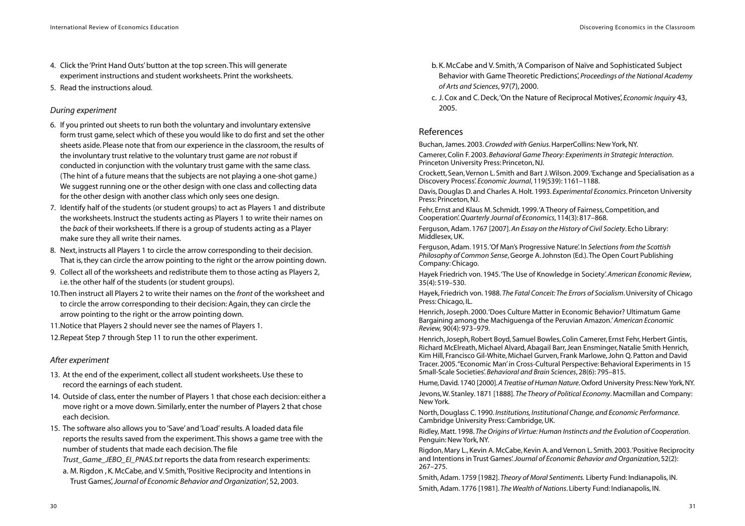4. Click the 'Print Hand Outs' button at the top screen. This will generate experiment instructions and student worksheets. Print the worksheets.
5. Read the instructions aloud.

### *During experiment*

6. If you printed out sheets to run both the voluntary and involuntary extensive form trust game, select which of these you would like to do first and set the other sheets aside. Please note that from our experience in the classroom, the results of the involuntary trust relative to the voluntary trust game are *not* robust if conducted in conjunction with the voluntary trust game with the same class. (The hint of a future means that the subjects are not playing a one-shot game.) We suggest running one or the other design with one class and collecting data for the other design with another class which only sees one design.
7. Identify half of the students (or student groups) to act as Players 1 and distribute the worksheets. Instruct the students acting as Players 1 to write their names on the *back* of their worksheets. If there is a group of students acting as a Player make sure they all write their names.
8. Next, instructs all Players 1 to circle the arrow corresponding to their decision. That is, they can circle the arrow pointing to the right or the arrow pointing down.
9. Collect all of the worksheets and redistribute them to those acting as Players 2, i.e. the other half of the students (or student groups).
10. Then instruct all Players 2 to write their names on the *front* of the worksheet and to circle the arrow corresponding to their decision: Again, they can circle the arrow pointing to the right or the arrow pointing down.
11. Notice that Players 2 should never see the names of Players 1.
12. Repeat Step 7 through Step 11 to run the other experiment.

### *After experiment*

13. At the end of the experiment, collect all student worksheets. Use these to record the earnings of each student.
14. Outside of class, enter the number of Players 1 that chose each decision: either a move right or a move down. Similarly, enter the number of Players 2 that chose each decision.
15. The software also allows you to 'Save' and 'Load' results. A loaded data file reports the results saved from the experiment. This shows a game tree with the number of students that made each decision. The file *Trust_Game_JEBO_EI_PNAS.txt* reports the data from research experiments:
    a. M. Rigdon , K. McCabe, and V. Smith, 'Positive Reciprocity and Intentions in Trust Games', *Journal of Economic Behavior and Organization*', 52, 2003.
    b. K. McCabe and V. Smith, 'A Comparison of Naïve and Sophisticated Subject Behavior with Game Theoretic Predictions', *Proceedings of the National Academy of Arts and Sciences*, 97(7), 2000.
    c. J. Cox and C. Deck, 'On the Nature of Reciprocal Motives', *Economic Inquiry* 43, 2005.

## References

Buchan, James. 2003. *Crowded with Genius*. HarperCollins: New York, NY.

Camerer, Colin F. 2003. *Behavioral Game Theory: Experiments in Strategic Interaction*. Princeton University Press: Princeton, NJ.

Crockett, Sean, Vernon L. Smith and Bart J. Wilson. 2009. 'Exchange and Specialisation as a Discovery Process'. *Economic Journal*, 119(539): 1161–1188.

Davis, Douglas D. and Charles A. Holt. 1993. *Experimental Economics*. Princeton University Press: Princeton, NJ.

Fehr, Ernst and Klaus M. Schmidt. 1999. 'A Theory of Fairness, Competition, and Cooperation'. *Quarterly Journal of Economics*, 114(3): 817–868.

Ferguson, Adam. 1767 [2007]. *An Essay on the History of Civil Society*. Echo Library: Middlesex, UK.

Ferguson, Adam. 1915. 'Of Man's Progressive Nature'. In *Selections from the Scottish Philosophy of Common Sense*, George A. Johnston (Ed.). The Open Court Publishing Company: Chicago.

Hayek Friedrich von. 1945. 'The Use of Knowledge in Society'. *American Economic Review*, 35(4): 519–530.

Hayek, Friedrich von. 1988. *The Fatal Conceit: The Errors of Socialism*. University of Chicago Press: Chicago, IL.

Henrich, Joseph. 2000. 'Does Culture Matter in Economic Behavior? Ultimatum Game Bargaining among the Machiguenga of the Peruvian Amazon.' *American Economic Review,* 90(4): 973–979.

Henrich, Joseph, Robert Boyd, Samuel Bowles, Colin Camerer, Ernst Fehr, Herbert Gintis, Richard McElreath, Michael Alvard, Abagail Barr, Jean Ensminger, Natalie Smith Henrich, Kim Hill, Francisco Gil-White, Michael Gurven, Frank Marlowe, John Q. Patton and David Tracer. 2005. "Economic Man' in Cross-Cultural Perspective: Behavioral Experiments in 15 Small-Scale Societies'. *Behavioral and Brain Sciences*, 28(6): 795–815.

Hume, David. 1740 [2000]. *A Treatise of Human Nature*. Oxford University Press: New York, NY.

Jevons, W. Stanley. 1871 [1888]. *The Theory of Political Economy*. Macmillan and Company: New York.

North, Douglass C. 1990. *Institutions, Institutional Change, and Economic Performance*. Cambridge University Press: Cambridge, UK.

Ridley, Matt. 1998. *The Origins of Virtue: Human Instincts and the Evolution of Cooperation*. Penguin: New York, NY.

Rigdon, Mary L., Kevin A. McCabe, Kevin A. and Vernon L. Smith. 2003. 'Positive Reciprocity and Intentions in Trust Games'. *Journal of Economic Behavior and Organization*, 52(2): 267–275.

Smith, Adam. 1759 [1982]. *Theory of Moral Sentiments.* Liberty Fund: Indianapolis, IN.

Smith, Adam. 1776 [1981]. *The Wealth of Nations*. Liberty Fund: Indianapolis, IN.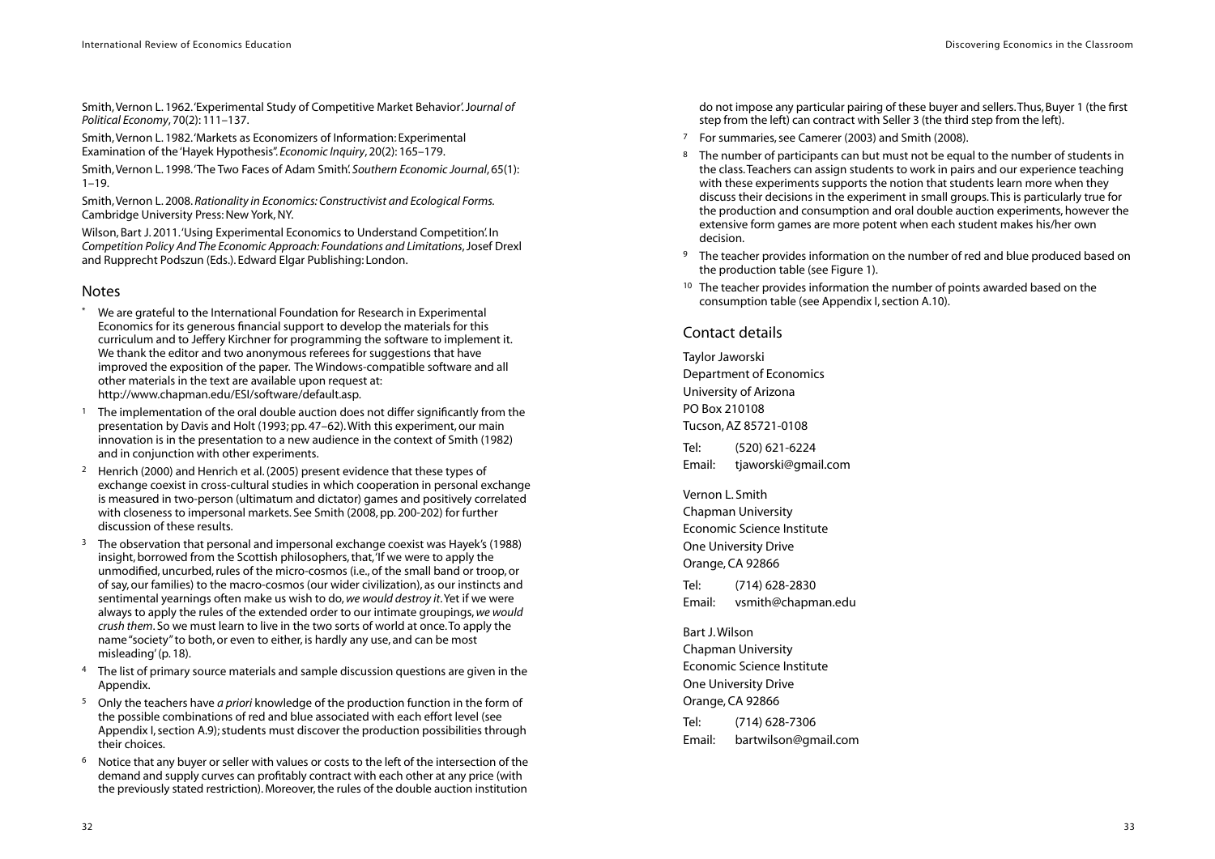Smith, Vernon L. 1962. 'Experimental Study of Competitive Market Behavior'. *Journal of Political Economy*, 70(2): 111–137.

Smith, Vernon L. 1982. 'Markets as Economizers of Information: Experimental Examination of the 'Hayek Hypothesis''. *Economic Inquiry*, 20(2): 165–179.

Smith, Vernon L. 1998. 'The Two Faces of Adam Smith'. *Southern Economic Journal*, 65(1): 1–19.

Smith, Vernon L. 2008. *Rationality in Economics: Constructivist and Ecological Forms.* Cambridge University Press: New York, NY.

Wilson, Bart J. 2011. 'Using Experimental Economics to Understand Competition'. In *Competition Policy And The Economic Approach: Foundations and Limitations*, Josef Drexl and Rupprecht Podszun (Eds.). Edward Elgar Publishing: London.

## Notes

\* We are grateful to the International Foundation for Research in Experimental Economics for its generous financial support to develop the materials for this curriculum and to Jeffery Kirchner for programming the software to implement it. We thank the editor and two anonymous referees for suggestions that have improved the exposition of the paper. The Windows-compatible software and all other materials in the text are available upon request at: http://www.chapman.edu/ESI/software/default.asp.

1 The implementation of the oral double auction does not differ significantly from the presentation by Davis and Holt (1993; pp. 47–62). With this experiment, our main innovation is in the presentation to a new audience in the context of Smith (1982) and in conjunction with other experiments.

2 Henrich (2000) and Henrich et al. (2005) present evidence that these types of exchange coexist in cross-cultural studies in which cooperation in personal exchange is measured in two-person (ultimatum and dictator) games and positively correlated with closeness to impersonal markets. See Smith (2008, pp. 200-202) for further discussion of these results.

3 The observation that personal and impersonal exchange coexist was Hayek's (1988) insight, borrowed from the Scottish philosophers, that, 'If we were to apply the unmodified, uncurbed, rules of the micro-cosmos (i.e., of the small band or troop, or of say, our families) to the macro-cosmos (our wider civilization), as our instincts and sentimental yearnings often make us wish to do, *we would destroy it*. Yet if we were always to apply the rules of the extended order to our intimate groupings, *we would crush them*. So we must learn to live in the two sorts of world at once. To apply the name "society" to both, or even to either, is hardly any use, and can be most misleading' (p. 18).

4 The list of primary source materials and sample discussion questions are given in the Appendix.

5 Only the teachers have *a priori* knowledge of the production function in the form of the possible combinations of red and blue associated with each effort level (see Appendix I, section A.9); students must discover the production possibilities through their choices.

6 Notice that any buyer or seller with values or costs to the left of the intersection of the demand and supply curves can profitably contract with each other at any price (with the previously stated restriction). Moreover, the rules of the double auction institution do not impose any particular pairing of these buyer and sellers. Thus, Buyer 1 (the first step from the left) can contract with Seller 3 (the third step from the left).

7 For summaries, see Camerer (2003) and Smith (2008).

8 The number of participants can but must not be equal to the number of students in the class. Teachers can assign students to work in pairs and our experience teaching with these experiments supports the notion that students learn more when they discuss their decisions in the experiment in small groups. This is particularly true for the production and consumption and oral double auction experiments, however the extensive form games are more potent when each student makes his/her own decision.

9 The teacher provides information on the number of red and blue produced based on the production table (see Figure 1).

10 The teacher provides information the number of points awarded based on the consumption table (see Appendix I, section A.10).

## Contact details

Taylor Jaworski
Department of Economics
University of Arizona
PO Box 210108
Tucson, AZ 85721-0108

Tel: (520) 621-6224
Email: tjaworski@gmail.com

Vernon L. Smith
Chapman University
Economic Science Institute
One University Drive
Orange, CA 92866

Tel: (714) 628-2830
Email: vsmith@chapman.edu

Bart J. Wilson
Chapman University
Economic Science Institute
One University Drive
Orange, CA 92866

Tel: (714) 628-7306
Email: bartwilson@gmail.com